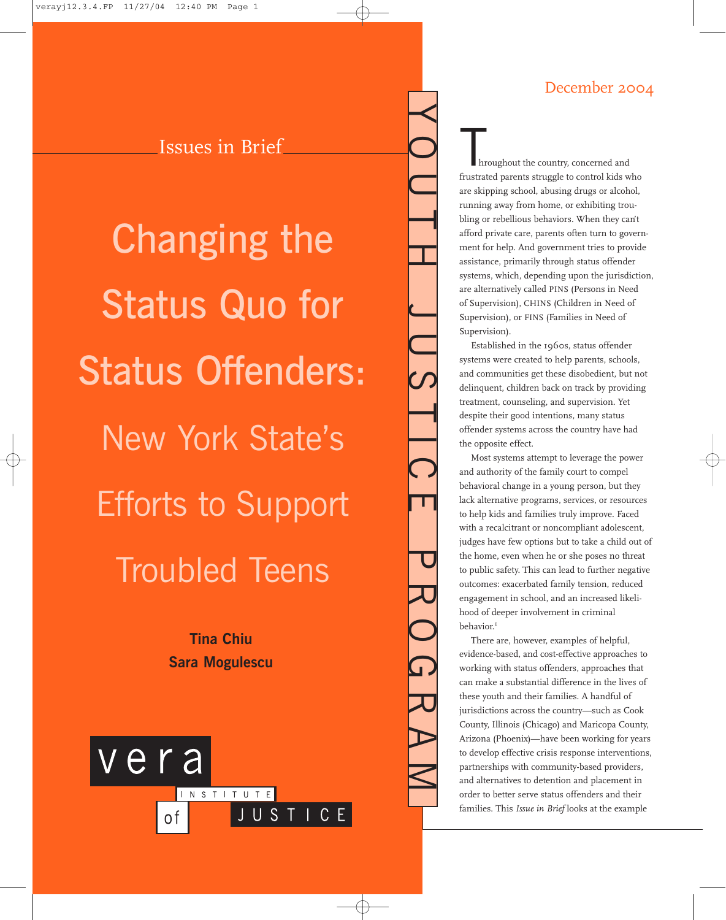Issues in Brief

# Changing the Status Quo for Status Offenders:

## New York State's Efforts to Support Troubled Teens

**Tina Chiu**
**Sara Mogulescu**

Vera Institute of Justice

YOUTH JUSTICE PROGRAM

December 2004

Throughout the country, concerned and frustrated parents struggle to control kids who are skipping school, abusing drugs or alcohol, running away from home, or exhibiting troubling or rebellious behaviors. When they can't afford private care, parents often turn to government for help. And government tries to provide assistance, primarily through status offender systems, which, depending upon the jurisdiction, are alternatively called PINS (Persons in Need of Supervision), CHINS (Children in Need of Supervision), or FINS (Families in Need of Supervision).

Established in the 1960s, status offender systems were created to help parents, schools, and communities get these disobedient, but not delinquent, children back on track by providing treatment, counseling, and supervision. Yet despite their good intentions, many status offender systems across the country have had the opposite effect.

Most systems attempt to leverage the power and authority of the family court to compel behavioral change in a young person, but they lack alternative programs, services, or resources to help kids and families truly improve. Faced with a recalcitrant or noncompliant adolescent, judges have few options but to take a child out of the home, even when he or she poses no threat to public safety. This can lead to further negative outcomes: exacerbated family tension, reduced engagement in school, and an increased likelihood of deeper involvement in criminal behavior.[1]

There are, however, examples of helpful, evidence-based, and cost-effective approaches to working with status offenders, approaches that can make a substantial difference in the lives of these youth and their families. A handful of jurisdictions across the country—such as Cook County, Illinois (Chicago) and Maricopa County, Arizona (Phoenix)—have been working for years to develop effective crisis response interventions, partnerships with community-based providers, and alternatives to detention and placement in order to better serve status offenders and their families. This *Issue in Brief* looks at the example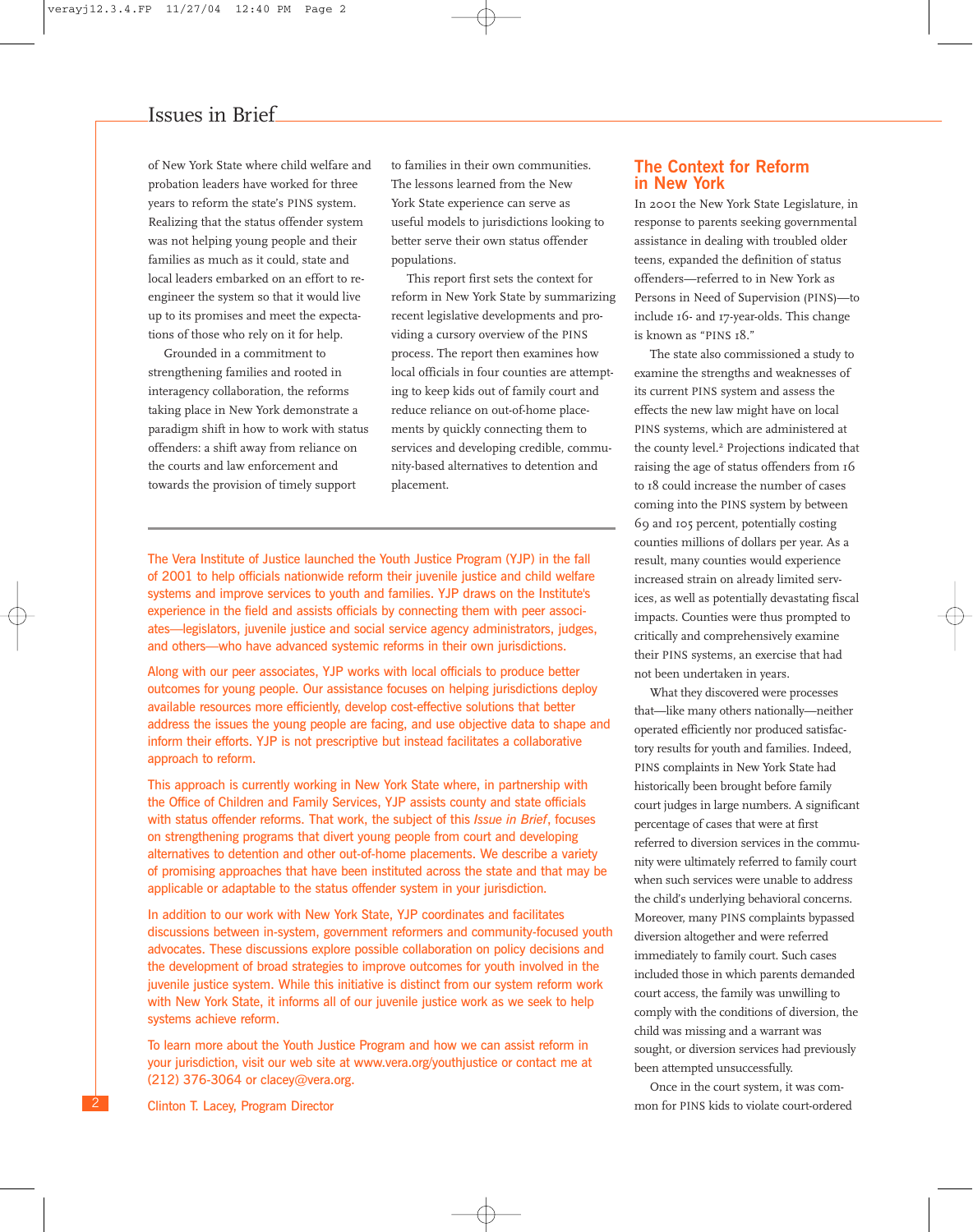of New York State where child welfare and probation leaders have worked for three years to reform the state's PINS system. Realizing that the status offender system was not helping young people and their families as much as it could, state and local leaders embarked on an effort to re-engineer the system so that it would live up to its promises and meet the expectations of those who rely on it for help.

Grounded in a commitment to strengthening families and rooted in interagency collaboration, the reforms taking place in New York demonstrate a paradigm shift in how to work with status offenders: a shift away from reliance on the courts and law enforcement and towards the provision of timely support to families in their own communities. The lessons learned from the New York State experience can serve as useful models to jurisdictions looking to better serve their own status offender populations.

This report first sets the context for reform in New York State by summarizing recent legislative developments and providing a cursory overview of the PINS process. The report then examines how local officials in four counties are attempting to keep kids out of family court and reduce reliance on out-of-home placements by quickly connecting them to services and developing credible, community-based alternatives to detention and placement.

---

The Vera Institute of Justice launched the Youth Justice Program (YJP) in the fall of 2001 to help officials nationwide reform their juvenile justice and child welfare systems and improve services to youth and families. YJP draws on the Institute's experience in the field and assists officials by connecting them with peer associates—legislators, juvenile justice and social service agency administrators, judges, and others—who have advanced systemic reforms in their own jurisdictions.

Along with our peer associates, YJP works with local officials to produce better outcomes for young people. Our assistance focuses on helping jurisdictions deploy available resources more efficiently, develop cost-effective solutions that better address the issues the young people are facing, and use objective data to shape and inform their efforts. YJP is not prescriptive but instead facilitates a collaborative approach to reform.

This approach is currently working in New York State where, in partnership with the Office of Children and Family Services, YJP assists county and state officials with status offender reforms. That work, the subject of this *Issue in Brief*, focuses on strengthening programs that divert young people from court and developing alternatives to detention and other out-of-home placements. We describe a variety of promising approaches that have been instituted across the state and that may be applicable or adaptable to the status offender system in your jurisdiction.

In addition to our work with New York State, YJP coordinates and facilitates discussions between in-system, government reformers and community-focused youth advocates. These discussions explore possible collaboration on policy decisions and the development of broad strategies to improve outcomes for youth involved in the juvenile justice system. While this initiative is distinct from our system reform work with New York State, it informs all of our juvenile justice work as we seek to help systems achieve reform.

To learn more about the Youth Justice Program and how we can assist reform in your jurisdiction, visit our web site at www.vera.org/youthjustice or contact me at (212) 376-3064 or clacey@vera.org.

Clinton T. Lacey, Program Director

---

## The Context for Reform in New York

In 2001 the New York State Legislature, in response to parents seeking governmental assistance in dealing with troubled older teens, expanded the definition of status offenders—referred to in New York as Persons in Need of Supervision (PINS)—to include 16- and 17-year-olds. This change is known as "PINS 18."

The state also commissioned a study to examine the strengths and weaknesses of its current PINS system and assess the effects the new law might have on local PINS systems, which are administered at the county level.[2] Projections indicated that raising the age of status offenders from 16 to 18 could increase the number of cases coming into the PINS system by between 69 and 105 percent, potentially costing counties millions of dollars per year. As a result, many counties would experience increased strain on already limited services, as well as potentially devastating fiscal impacts. Counties were thus prompted to critically and comprehensively examine their PINS systems, an exercise that had not been undertaken in years.

What they discovered were processes that—like many others nationally—neither operated efficiently nor produced satisfactory results for youth and families. Indeed, PINS complaints in New York State had historically been brought before family court judges in large numbers. A significant percentage of cases that were at first referred to diversion services in the community were ultimately referred to family court when such services were unable to address the child's underlying behavioral concerns. Moreover, many PINS complaints bypassed diversion altogether and were referred immediately to family court. Such cases included those in which parents demanded court access, the family was unwilling to comply with the conditions of diversion, the child was missing and a warrant was sought, or diversion services had previously been attempted unsuccessfully.

Once in the court system, it was common for PINS kids to violate court-ordered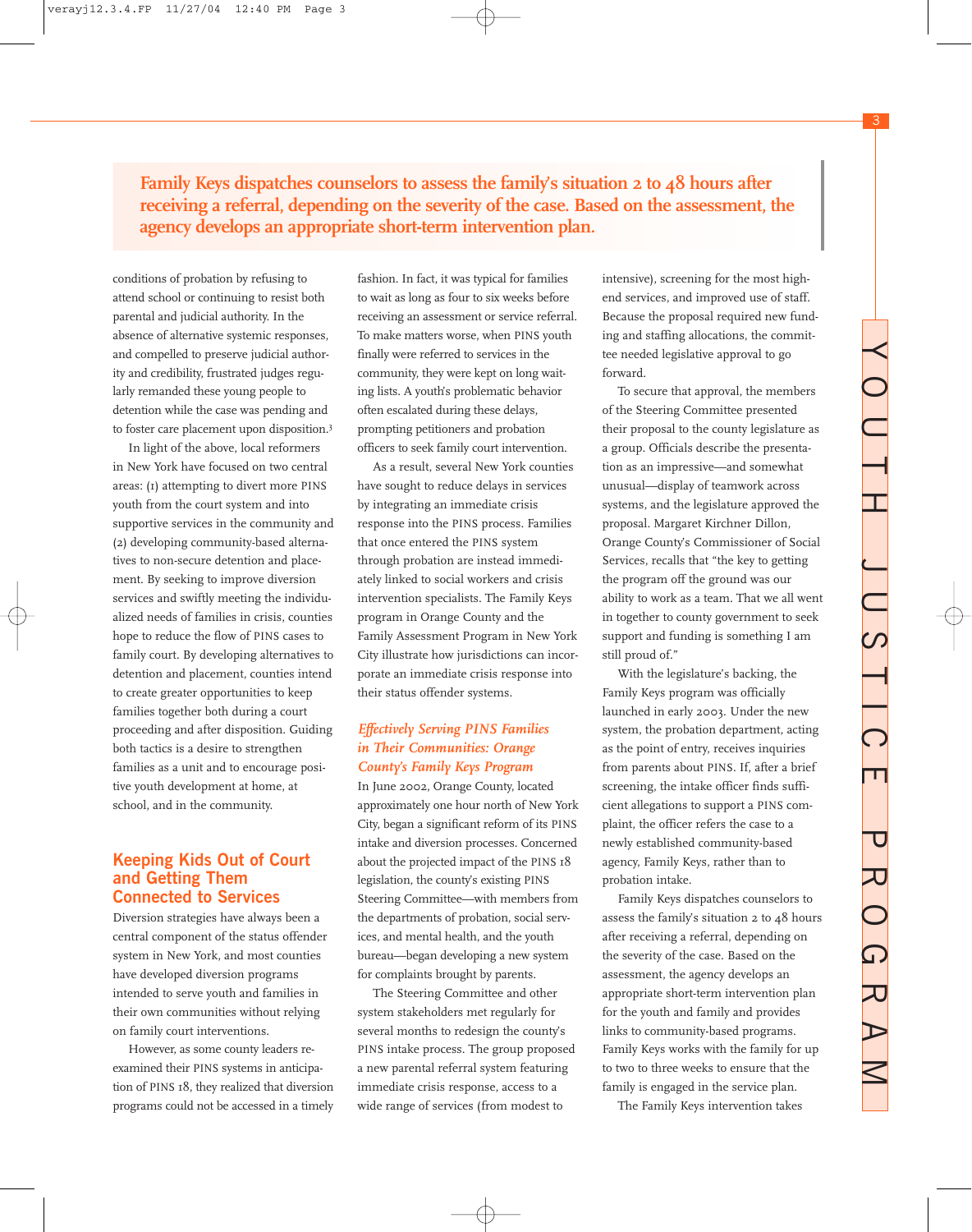> **Family Keys dispatches counselors to assess the family's situation 2 to 48 hours after receiving a referral, depending on the severity of the case. Based on the assessment, the agency develops an appropriate short-term intervention plan.**

conditions of probation by refusing to attend school or continuing to resist both parental and judicial authority. In the absence of alternative systemic responses, and compelled to preserve judicial authority and credibility, frustrated judges regularly remanded these young people to detention while the case was pending and to foster care placement upon disposition.[3]

In light of the above, local reformers in New York have focused on two central areas: (1) attempting to divert more PINS youth from the court system and into supportive services in the community and (2) developing community-based alternatives to non-secure detention and placement. By seeking to improve diversion services and swiftly meeting the individualized needs of families in crisis, counties hope to reduce the flow of PINS cases to family court. By developing alternatives to detention and placement, counties intend to create greater opportunities to keep families together both during a court proceeding and after disposition. Guiding both tactics is a desire to strengthen families as a unit and to encourage positive youth development at home, at school, and in the community.

## Keeping Kids Out of Court and Getting Them Connected to Services

Diversion strategies have always been a central component of the status offender system in New York, and most counties have developed diversion programs intended to serve youth and families in their own communities without relying on family court interventions.

However, as some county leaders reexamined their PINS systems in anticipation of PINS 18, they realized that diversion programs could not be accessed in a timely fashion. In fact, it was typical for families to wait as long as four to six weeks before receiving an assessment or service referral. To make matters worse, when PINS youth finally were referred to services in the community, they were kept on long waiting lists. A youth's problematic behavior often escalated during these delays, prompting petitioners and probation officers to seek family court intervention.

As a result, several New York counties have sought to reduce delays in services by integrating an immediate crisis response into the PINS process. Families that once entered the PINS system through probation are instead immediately linked to social workers and crisis intervention specialists. The Family Keys program in Orange County and the Family Assessment Program in New York City illustrate how jurisdictions can incorporate an immediate crisis response into their status offender systems.

### *Effectively Serving PINS Families in Their Communities: Orange County's Family Keys Program*

In June 2002, Orange County, located approximately one hour north of New York City, began a significant reform of its PINS intake and diversion processes. Concerned about the projected impact of the PINS 18 legislation, the county's existing PINS Steering Committee—with members from the departments of probation, social services, and mental health, and the youth bureau—began developing a new system for complaints brought by parents.

The Steering Committee and other system stakeholders met regularly for several months to redesign the county's PINS intake process. The group proposed a new parental referral system featuring immediate crisis response, access to a wide range of services (from modest to intensive), screening for the most high-end services, and improved use of staff. Because the proposal required new funding and staffing allocations, the committee needed legislative approval to go forward.

To secure that approval, the members of the Steering Committee presented their proposal to the county legislature as a group. Officials describe the presentation as an impressive—and somewhat unusual—display of teamwork across systems, and the legislature approved the proposal. Margaret Kirchner Dillon, Orange County's Commissioner of Social Services, recalls that "the key to getting the program off the ground was our ability to work as a team. That we all went in together to county government to seek support and funding is something I am still proud of."

With the legislature's backing, the Family Keys program was officially launched in early 2003. Under the new system, the probation department, acting as the point of entry, receives inquiries from parents about PINS. If, after a brief screening, the intake officer finds sufficient allegations to support a PINS complaint, the officer refers the case to a newly established community-based agency, Family Keys, rather than to probation intake.

Family Keys dispatches counselors to assess the family's situation 2 to 48 hours after receiving a referral, depending on the severity of the case. Based on the assessment, the agency develops an appropriate short-term intervention plan for the youth and family and provides links to community-based programs. Family Keys works with the family for up to two to three weeks to ensure that the family is engaged in the service plan.

The Family Keys intervention takes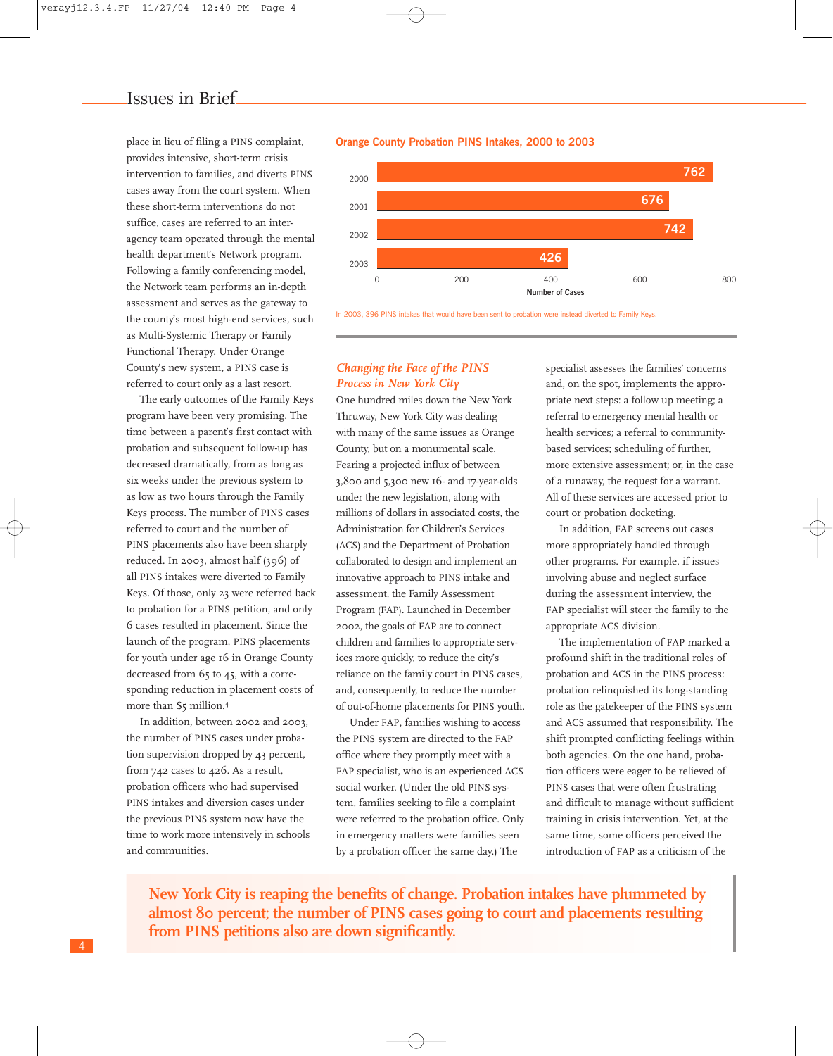place in lieu of filing a PINS complaint, provides intensive, short-term crisis intervention to families, and diverts PINS cases away from the court system. When these short-term interventions do not suffice, cases are referred to an inter-agency team operated through the mental health department's Network program. Following a family conferencing model, the Network team performs an in-depth assessment and serves as the gateway to the county's most high-end services, such as Multi-Systemic Therapy or Family Functional Therapy. Under Orange County's new system, a PINS case is referred to court only as a last resort.

The early outcomes of the Family Keys program have been very promising. The time between a parent's first contact with probation and subsequent follow-up has decreased dramatically, from as long as six weeks under the previous system to as low as two hours through the Family Keys process. The number of PINS cases referred to court and the number of PINS placements also have been sharply reduced. In 2003, almost half (396) of all PINS intakes were diverted to Family Keys. Of those, only 23 were referred back to probation for a PINS petition, and only 6 cases resulted in placement. Since the launch of the program, PINS placements for youth under age 16 in Orange County decreased from 65 to 45, with a corresponding reduction in placement costs of more than $5 million.[4]

In addition, between 2002 and 2003, the number of PINS cases under probation supervision dropped by 43 percent, from 742 cases to 426. As a result, probation officers who had supervised PINS intakes and diversion cases under the previous PINS system now have the time to work more intensively in schools and communities.

**Orange County Probation PINS Intakes, 2000 to 2003**

| Year | Number of Cases |
|---|---|
| 2000 | 762 |
| 2001 | 676 |
| 2002 | 742 |
| 2003 | 426 |

In 2003, 396 PINS intakes that would have been sent to probation were instead diverted to Family Keys.

### *Changing the Face of the PINS Process in New York City*

One hundred miles down the New York Thruway, New York City was dealing with many of the same issues as Orange County, but on a monumental scale. Fearing a projected influx of between 3,800 and 5,300 new 16- and 17-year-olds under the new legislation, along with millions of dollars in associated costs, the Administration for Children's Services (ACS) and the Department of Probation collaborated to design and implement an innovative approach to PINS intake and assessment, the Family Assessment Program (FAP). Launched in December 2002, the goals of FAP are to connect children and families to appropriate services more quickly, to reduce the city's reliance on the family court in PINS cases, and, consequently, to reduce the number of out-of-home placements for PINS youth.

Under FAP, families wishing to access the PINS system are directed to the FAP office where they promptly meet with a FAP specialist, who is an experienced ACS social worker. (Under the old PINS system, families seeking to file a complaint were referred to the probation office. Only in emergency matters were families seen by a probation officer the same day.) The specialist assesses the families' concerns and, on the spot, implements the appropriate next steps: a follow up meeting; a referral to emergency mental health or health services; a referral to community-based services; scheduling of further, more extensive assessment; or, in the case of a runaway, the request for a warrant. All of these services are accessed prior to court or probation docketing.

In addition, FAP screens out cases more appropriately handled through other programs. For example, if issues involving abuse and neglect surface during the assessment interview, the FAP specialist will steer the family to the appropriate ACS division.

The implementation of FAP marked a profound shift in the traditional roles of probation and ACS in the PINS process: probation relinquished its long-standing role as the gatekeeper of the PINS system and ACS assumed that responsibility. The shift prompted conflicting feelings within both agencies. On the one hand, probation officers were eager to be relieved of PINS cases that were often frustrating and difficult to manage without sufficient training in crisis intervention. Yet, at the same time, some officers perceived the introduction of FAP as a criticism of the

**New York City is reaping the benefits of change. Probation intakes have plummeted by almost 80 percent; the number of PINS cases going to court and placements resulting from PINS petitions also are down significantly.**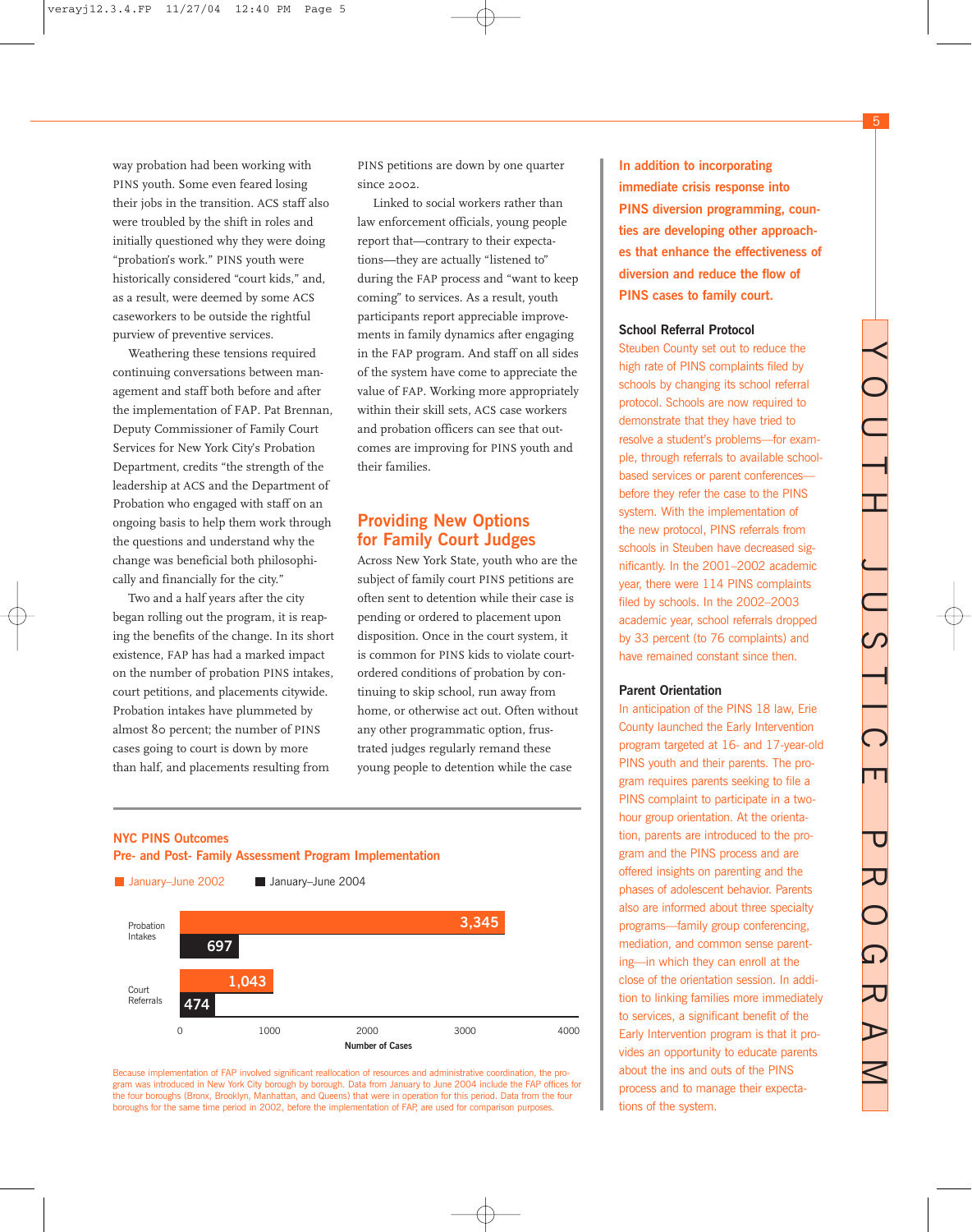way probation had been working with PINS youth. Some even feared losing their jobs in the transition. ACS staff also were troubled by the shift in roles and initially questioned why they were doing "probation's work." PINS youth were historically considered "court kids," and, as a result, were deemed by some ACS caseworkers to be outside the rightful purview of preventive services.

Weathering these tensions required continuing conversations between management and staff both before and after the implementation of FAP. Pat Brennan, Deputy Commissioner of Family Court Services for New York City's Probation Department, credits "the strength of the leadership at ACS and the Department of Probation who engaged with staff on an ongoing basis to help them work through the questions and understand why the change was beneficial both philosophically and financially for the city."

Two and a half years after the city began rolling out the program, it is reaping the benefits of the change. In its short existence, FAP has had a marked impact on the number of probation PINS intakes, court petitions, and placements citywide. Probation intakes have plummeted by almost 80 percent; the number of PINS cases going to court is down by more than half, and placements resulting from PINS petitions are down by one quarter since 2002.

Linked to social workers rather than law enforcement officials, young people report that—contrary to their expectations—they are actually "listened to" during the FAP process and "want to keep coming" to services. As a result, youth participants report appreciable improvements in family dynamics after engaging in the FAP program. And staff on all sides of the system have come to appreciate the value of FAP. Working more appropriately within their skill sets, ACS case workers and probation officers can see that outcomes are improving for PINS youth and their families.

## Providing New Options for Family Court Judges

Across New York State, youth who are the subject of family court PINS petitions are often sent to detention while their case is pending or ordered to placement upon disposition. Once in the court system, it is common for PINS kids to violate court-ordered conditions of probation by continuing to skip school, run away from home, or otherwise act out. Often without any other programmatic option, frustrated judges regularly remand these young people to detention while the case

### NYC PINS Outcomes
### Pre- and Post- Family Assessment Program Implementation

| | January–June 2002 | January–June 2004 |
|---|---|---|
| Probation Intakes | 3,345 | 697 |
| Court Referrals | 1,043 | 474 |

Number of Cases

Because implementation of FAP involved significant reallocation of resources and administrative coordination, the program was introduced in New York City borough by borough. Data from January to June 2004 include the FAP offices for the four boroughs (Bronx, Brooklyn, Manhattan, and Queens) that were in operation for this period. Data from the four boroughs for the same time period in 2002, before the implementation of FAP, are used for comparison purposes.

**In addition to incorporating immediate crisis response into PINS diversion programming, counties are developing other approaches that enhance the effectiveness of diversion and reduce the flow of PINS cases to family court.**

### School Referral Protocol

Steuben County set out to reduce the high rate of PINS complaints filed by schools by changing its school referral protocol. Schools are now required to demonstrate that they have tried to resolve a student's problems—for example, through referrals to available school-based services or parent conferences—before they refer the case to the PINS system. With the implementation of the new protocol, PINS referrals from schools in Steuben have decreased significantly. In the 2001–2002 academic year, there were 114 PINS complaints filed by schools. In the 2002–2003 academic year, school referrals dropped by 33 percent (to 76 complaints) and have remained constant since then.

### Parent Orientation

In anticipation of the PINS 18 law, Erie County launched the Early Intervention program targeted at 16- and 17-year-old PINS youth and their parents. The program requires parents seeking to file a PINS complaint to participate in a two-hour group orientation. At the orientation, parents are introduced to the program and the PINS process and are offered insights on parenting and the phases of adolescent behavior. Parents also are informed about three specialty programs—family group conferencing, mediation, and common sense parenting—in which they can enroll at the close of the orientation session. In addition to linking families more immediately to services, a significant benefit of the Early Intervention program is that it provides an opportunity to educate parents about the ins and outs of the PINS process and to manage their expectations of the system.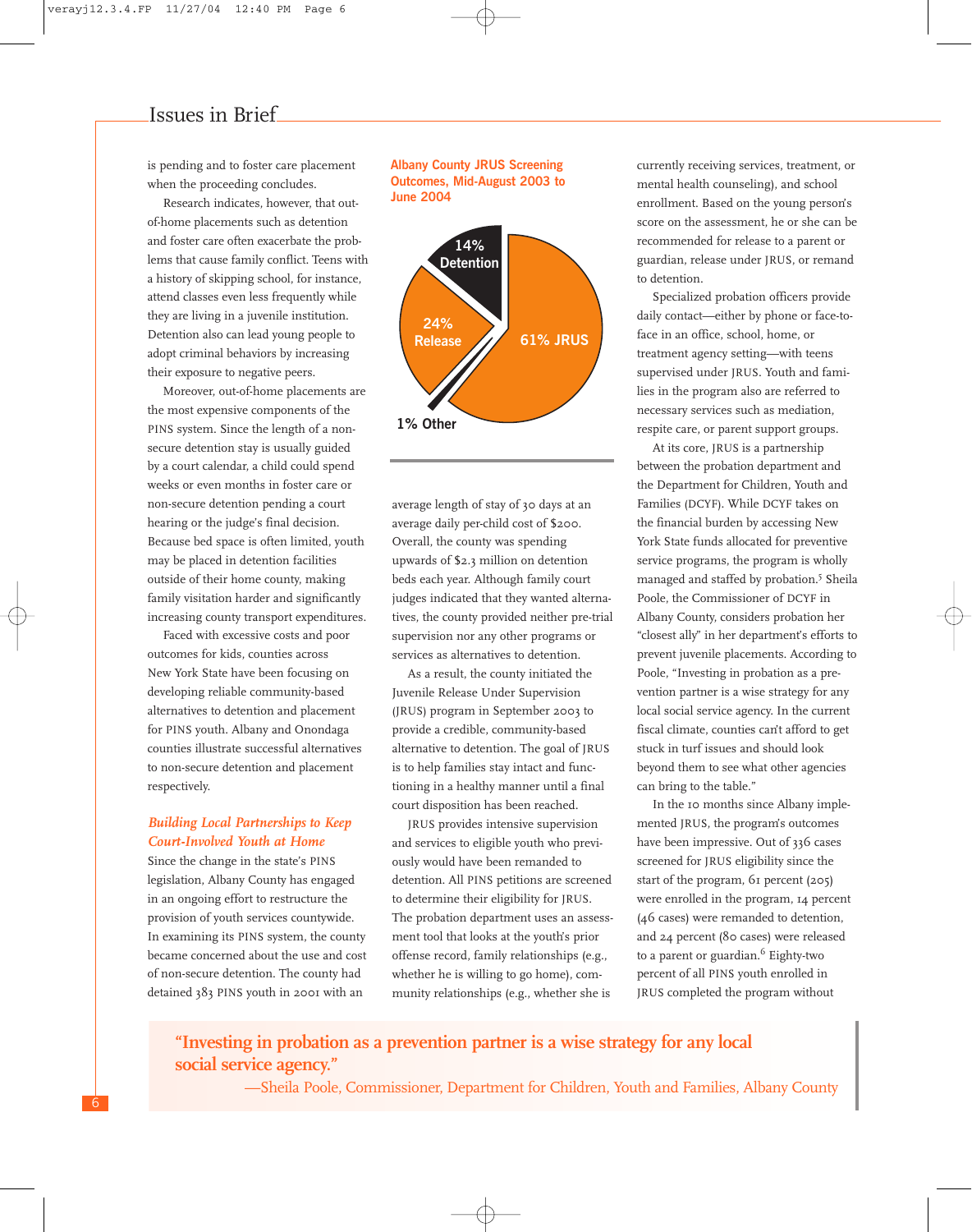is pending and to foster care placement when the proceeding concludes.

Research indicates, however, that out-of-home placements such as detention and foster care often exacerbate the problems that cause family conflict. Teens with a history of skipping school, for instance, attend classes even less frequently while they are living in a juvenile institution. Detention also can lead young people to adopt criminal behaviors by increasing their exposure to negative peers.

Moreover, out-of-home placements are the most expensive components of the PINS system. Since the length of a non-secure detention stay is usually guided by a court calendar, a child could spend weeks or even months in foster care or non-secure detention pending a court hearing or the judge's final decision. Because bed space is often limited, youth may be placed in detention facilities outside of their home county, making family visitation harder and significantly increasing county transport expenditures.

Faced with excessive costs and poor outcomes for kids, counties across New York State have been focusing on developing reliable community-based alternatives to detention and placement for PINS youth. Albany and Onondaga counties illustrate successful alternatives to non-secure detention and placement respectively.

### *Building Local Partnerships to Keep Court-Involved Youth at Home*

Since the change in the state's PINS legislation, Albany County has engaged in an ongoing effort to restructure the provision of youth services countywide. In examining its PINS system, the county became concerned about the use and cost of non-secure detention. The county had detained 383 PINS youth in 2001 with an average length of stay of 30 days at an average daily per-child cost of $200. Overall, the county was spending upwards of $2.3 million on detention beds each year. Although family court judges indicated that they wanted alternatives, the county provided neither pre-trial supervision nor any other programs or services as alternatives to detention.

**Albany County JRUS Screening Outcomes, Mid-August 2003 to June 2004**

| Outcome | Percent |
|---|---|
| JRUS | 61% |
| Release | 24% |
| Detention | 14% |
| Other | 1% |

As a result, the county initiated the Juvenile Release Under Supervision (JRUS) program in September 2003 to provide a credible, community-based alternative to detention. The goal of JRUS is to help families stay intact and functioning in a healthy manner until a final court disposition has been reached.

JRUS provides intensive supervision and services to eligible youth who previously would have been remanded to detention. All PINS petitions are screened to determine their eligibility for JRUS. The probation department uses an assessment tool that looks at the youth's prior offense record, family relationships (e.g., whether he is willing to go home), community relationships (e.g., whether she is currently receiving services, treatment, or mental health counseling), and school enrollment. Based on the young person's score on the assessment, he or she can be recommended for release to a parent or guardian, release under JRUS, or remand to detention.

Specialized probation officers provide daily contact—either by phone or face-to-face in an office, school, home, or treatment agency setting—with teens supervised under JRUS. Youth and families in the program also are referred to necessary services such as mediation, respite care, or parent support groups.

At its core, JRUS is a partnership between the probation department and the Department for Children, Youth and Families (DCYF). While DCYF takes on the financial burden by accessing New York State funds allocated for preventive service programs, the program is wholly managed and staffed by probation.[5] Sheila Poole, the Commissioner of DCYF in Albany County, considers probation her "closest ally" in her department's efforts to prevent juvenile placements. According to Poole, "Investing in probation as a prevention partner is a wise strategy for any local social service agency. In the current fiscal climate, counties can't afford to get stuck in turf issues and should look beyond them to see what other agencies can bring to the table."

In the 10 months since Albany implemented JRUS, the program's outcomes have been impressive. Out of 336 cases screened for JRUS eligibility since the start of the program, 61 percent (205) were enrolled in the program, 14 percent (46 cases) were remanded to detention, and 24 percent (80 cases) were released to a parent or guardian.[6] Eighty-two percent of all PINS youth enrolled in JRUS completed the program without

> **"Investing in probation as a prevention partner is a wise strategy for any local social service agency."**
> —Sheila Poole, Commissioner, Department for Children, Youth and Families, Albany County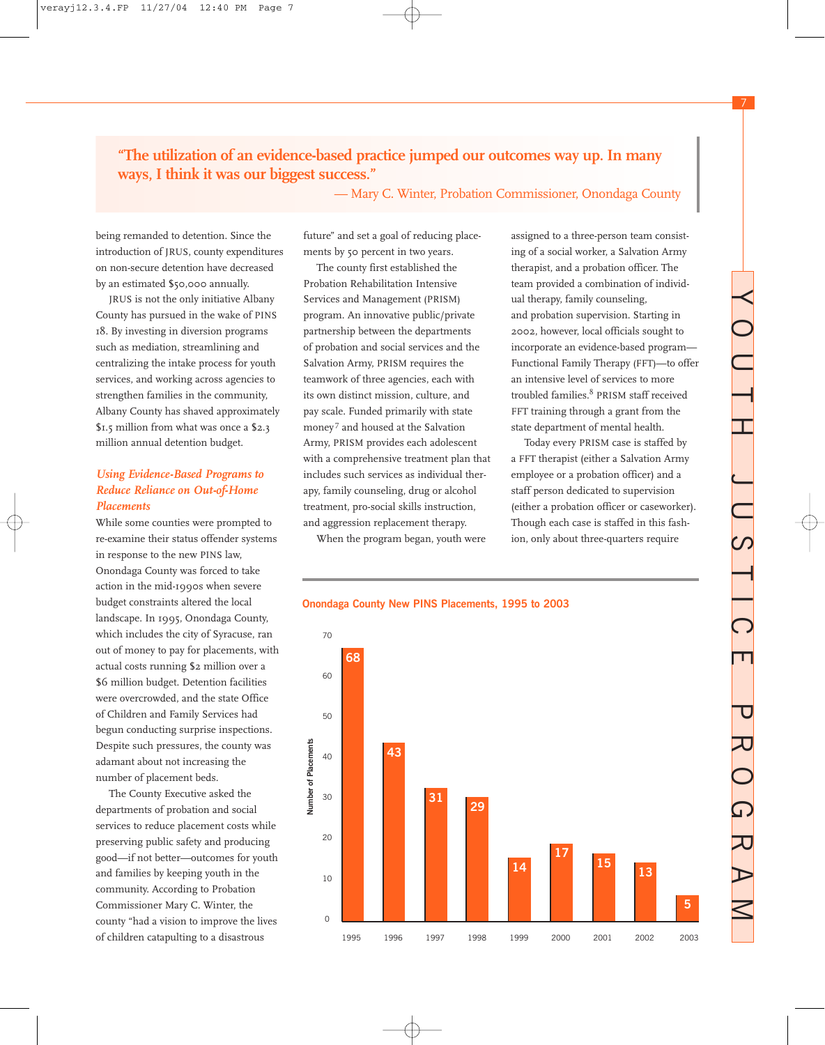> "The utilization of an evidence-based practice jumped our outcomes way up. In many ways, I think it was our biggest success."
> — Mary C. Winter, Probation Commissioner, Onondaga County

being remanded to detention. Since the introduction of JRUS, county expenditures on non-secure detention have decreased by an estimated $50,000 annually.

JRUS is not the only initiative Albany County has pursued in the wake of PINS 18. By investing in diversion programs such as mediation, streamlining and centralizing the intake process for youth services, and working across agencies to strengthen families in the community, Albany County has shaved approximately $1.5 million from what was once a $2.3 million annual detention budget.

### *Using Evidence-Based Programs to Reduce Reliance on Out-of-Home Placements*

While some counties were prompted to re-examine their status offender systems in response to the new PINS law, Onondaga County was forced to take action in the mid-1990s when severe budget constraints altered the local landscape. In 1995, Onondaga County, which includes the city of Syracuse, ran out of money to pay for placements, with actual costs running $2 million over a $6 million budget. Detention facilities were overcrowded, and the state Office of Children and Family Services had begun conducting surprise inspections. Despite such pressures, the county was adamant about not increasing the number of placement beds.

The County Executive asked the departments of probation and social services to reduce placement costs while preserving public safety and producing good—if not better—outcomes for youth and families by keeping youth in the community. According to Probation Commissioner Mary C. Winter, the county "had a vision to improve the lives of children catapulting to a disastrous future" and set a goal of reducing placements by 50 percent in two years.

The county first established the Probation Rehabilitation Intensive Services and Management (PRISM) program. An innovative public/private partnership between the departments of probation and social services and the Salvation Army, PRISM requires the teamwork of three agencies, each with its own distinct mission, culture, and pay scale. Funded primarily with state money[7] and housed at the Salvation Army, PRISM provides each adolescent with a comprehensive treatment plan that includes such services as individual therapy, family counseling, drug or alcohol treatment, pro-social skills instruction, and aggression replacement therapy.

When the program began, youth were assigned to a three-person team consisting of a social worker, a Salvation Army therapist, and a probation officer. The team provided a combination of individual therapy, family counseling, and probation supervision. Starting in 2002, however, local officials sought to incorporate an evidence-based program—Functional Family Therapy (FFT)—to offer an intensive level of services to more troubled families.[8] PRISM staff received FFT training through a grant from the state department of mental health.

Today every PRISM case is staffed by a FFT therapist (either a Salvation Army employee or a probation officer) and a staff person dedicated to supervision (either a probation officer or caseworker). Though each case is staffed in this fashion, only about three-quarters require

**Onondaga County New PINS Placements, 1995 to 2003**

| Year | Number of Placements |
|---|---|
| 1995 | 68 |
| 1996 | 43 |
| 1997 | 31 |
| 1998 | 29 |
| 1999 | 14 |
| 2000 | 17 |
| 2001 | 15 |
| 2002 | 13 |
| 2003 | 5 |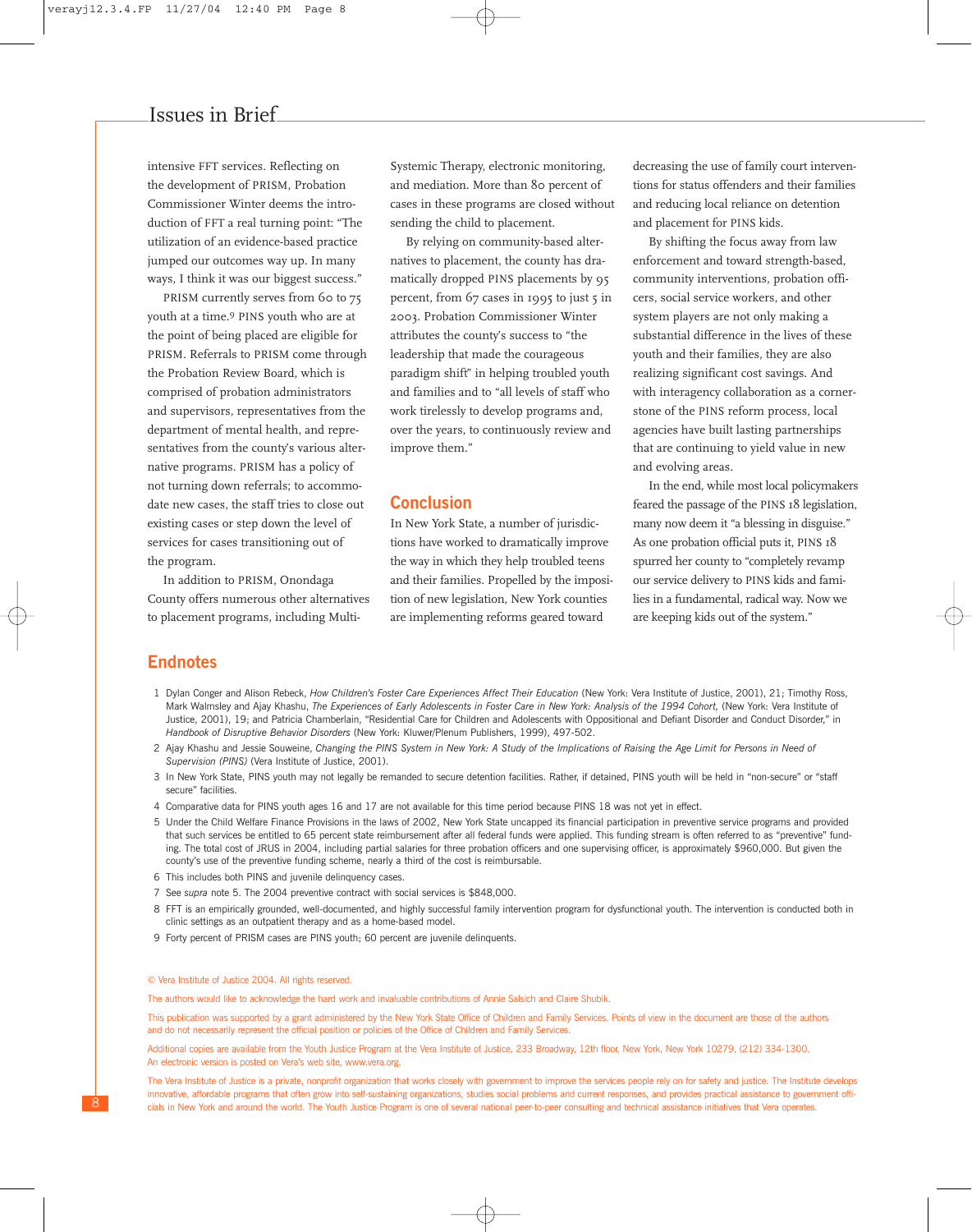intensive FFT services. Reflecting on the development of PRISM, Probation Commissioner Winter deems the introduction of FFT a real turning point: "The utilization of an evidence-based practice jumped our outcomes way up. In many ways, I think it was our biggest success."

PRISM currently serves from 60 to 75 youth at a time.[9] PINS youth who are at the point of being placed are eligible for PRISM. Referrals to PRISM come through the Probation Review Board, which is comprised of probation administrators and supervisors, representatives from the department of mental health, and representatives from the county's various alternative programs. PRISM has a policy of not turning down referrals; to accommodate new cases, the staff tries to close out existing cases or step down the level of services for cases transitioning out of the program.

In addition to PRISM, Onondaga County offers numerous other alternatives to placement programs, including Multi-Systemic Therapy, electronic monitoring, and mediation. More than 80 percent of cases in these programs are closed without sending the child to placement.

By relying on community-based alternatives to placement, the county has dramatically dropped PINS placements by 95 percent, from 67 cases in 1995 to just 5 in 2003. Probation Commissioner Winter attributes the county's success to "the leadership that made the courageous paradigm shift" in helping troubled youth and families and to "all levels of staff who work tirelessly to develop programs and, over the years, to continuously review and improve them."

## Conclusion

In New York State, a number of jurisdictions have worked to dramatically improve the way in which they help troubled teens and their families. Propelled by the imposition of new legislation, New York counties are implementing reforms geared toward decreasing the use of family court interventions for status offenders and their families and reducing local reliance on detention and placement for PINS kids.

By shifting the focus away from law enforcement and toward strength-based, community interventions, probation officers, social service workers, and other system players are not only making a substantial difference in the lives of these youth and their families, they are also realizing significant cost savings. And with interagency collaboration as a cornerstone of the PINS reform process, local agencies have built lasting partnerships that are continuing to yield value in new and evolving areas.

In the end, while most local policymakers feared the passage of the PINS 18 legislation, many now deem it "a blessing in disguise." As one probation official puts it, PINS 18 spurred her county to "completely revamp our service delivery to PINS kids and families in a fundamental, radical way. Now we are keeping kids out of the system."

## Endnotes

1. Dylan Conger and Alison Rebeck, *How Children's Foster Care Experiences Affect Their Education* (New York: Vera Institute of Justice, 2001), 21; Timothy Ross, Mark Walmsley and Ajay Khashu, *The Experiences of Early Adolescents in Foster Care in New York: Analysis of the 1994 Cohort,* (New York: Vera Institute of Justice, 2001), 19; and Patricia Chamberlain, "Residential Care for Children and Adolescents with Oppositional and Defiant Disorder and Conduct Disorder," in *Handbook of Disruptive Behavior Disorders* (New York: Kluwer/Plenum Publishers, 1999), 497-502.
2. Ajay Khashu and Jessie Souweine, *Changing the PINS System in New York: A Study of the Implications of Raising the Age Limit for Persons in Need of Supervision (PINS)* (Vera Institute of Justice, 2001).
3. In New York State, PINS youth may not legally be remanded to secure detention facilities. Rather, if detained, PINS youth will be held in "non-secure" or "staff secure" facilities.
4. Comparative data for PINS youth ages 16 and 17 are not available for this time period because PINS 18 was not yet in effect.
5. Under the Child Welfare Finance Provisions in the laws of 2002, New York State uncapped its financial participation in preventive service programs and provided that such services be entitled to 65 percent state reimbursement after all federal funds were applied. This funding stream is often referred to as "preventive" funding. The total cost of JRUS in 2004, including partial salaries for three probation officers and one supervising officer, is approximately $960,000. But given the county's use of the preventive funding scheme, nearly a third of the cost is reimbursable.
6. This includes both PINS and juvenile delinquency cases.
7. See *supra* note 5. The 2004 preventive contract with social services is $848,000.
8. FFT is an empirically grounded, well-documented, and highly successful family intervention program for dysfunctional youth. The intervention is conducted both in clinic settings as an outpatient therapy and as a home-based model.
9. Forty percent of PRISM cases are PINS youth; 60 percent are juvenile delinquents.

© Vera Institute of Justice 2004. All rights reserved.

The authors would like to acknowledge the hard work and invaluable contributions of Annie Salsich and Claire Shubik.

This publication was supported by a grant administered by the New York State Office of Children and Family Services. Points of view in the document are those of the authors and do not necessarily represent the official position or policies of the Office of Children and Family Services.

Additional copies are available from the Youth Justice Program at the Vera Institute of Justice, 233 Broadway, 12th floor, New York, New York 10279, (212) 334-1300. An electronic version is posted on Vera's web site, www.vera.org.

The Vera Institute of Justice is a private, nonprofit organization that works closely with government to improve the services people rely on for safety and justice. The Institute develops innovative, affordable programs that often grow into self-sustaining organizations, studies social problems and current responses, and provides practical assistance to government officials in New York and around the world. The Youth Justice Program is one of several national peer-to-peer consulting and technical assistance initiatives that Vera operates.